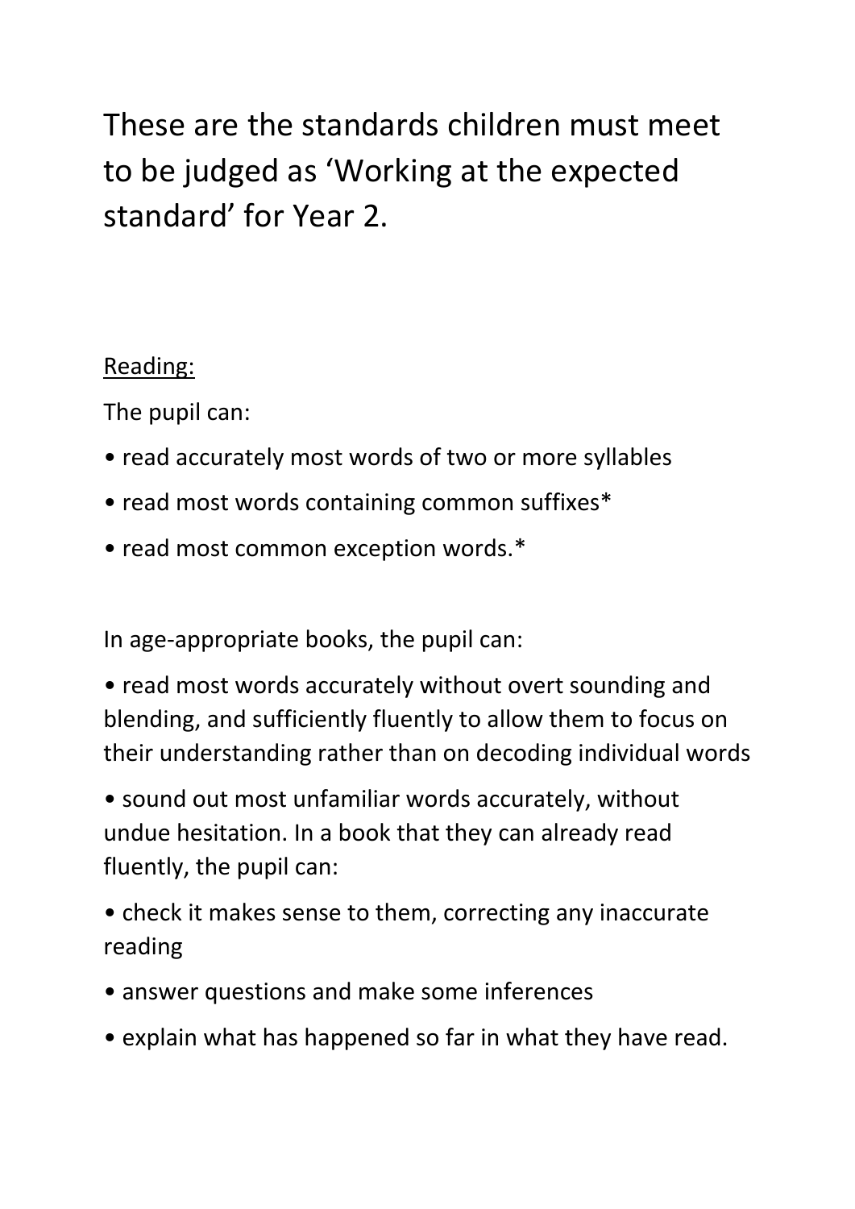These are the standards children must meet to be judged as 'Working at the expected standard' for Year 2.

<u>Reading:</u>

The pupil can:

- read accurately most words of two or more syllables
- read most words containing common suffixes*
- read most common exception words.*

In age-appropriate books, the pupil can:

- read most words accurately without overt sounding and blending, and sufficiently fluently to allow them to focus on their understanding rather than on decoding individual words
- sound out most unfamiliar words accurately, without undue hesitation. In a book that they can already read fluently, the pupil can:
- check it makes sense to them, correcting any inaccurate reading
- answer questions and make some inferences
- explain what has happened so far in what they have read.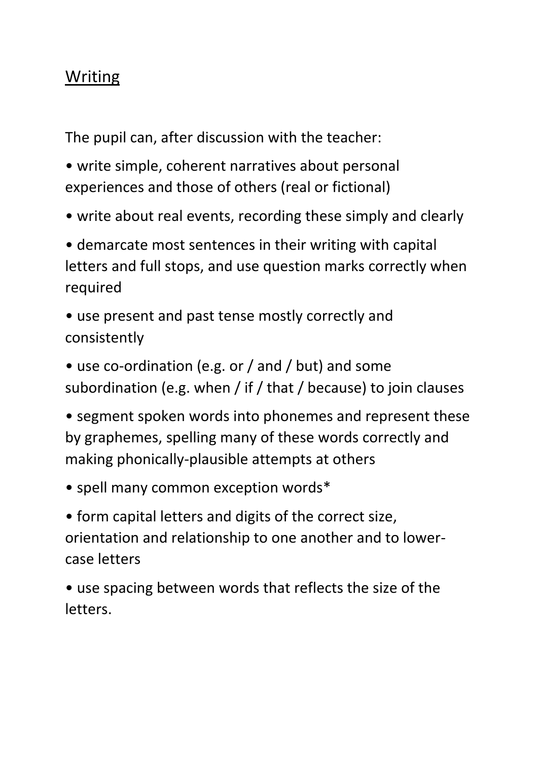## Writing

The pupil can, after discussion with the teacher:

- write simple, coherent narratives about personal experiences and those of others (real or fictional)
- write about real events, recording these simply and clearly
- demarcate most sentences in their writing with capital letters and full stops, and use question marks correctly when required
- use present and past tense mostly correctly and consistently
- use co-ordination (e.g. or / and / but) and some subordination (e.g. when / if / that / because) to join clauses
- segment spoken words into phonemes and represent these by graphemes, spelling many of these words correctly and making phonically-plausible attempts at others
- spell many common exception words*
- form capital letters and digits of the correct size, orientation and relationship to one another and to lower-case letters
- use spacing between words that reflects the size of the letters.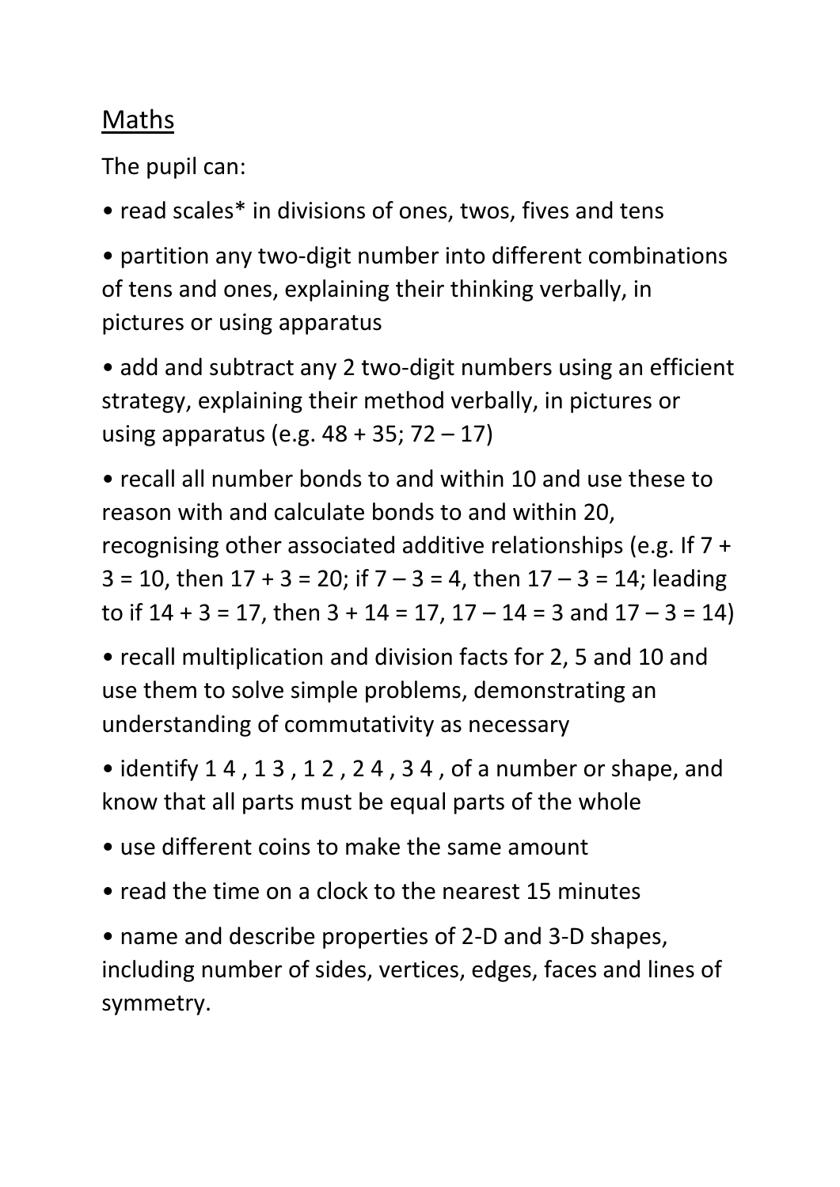## Maths

The pupil can:

- read scales* in divisions of ones, twos, fives and tens
- partition any two-digit number into different combinations of tens and ones, explaining their thinking verbally, in pictures or using apparatus
- add and subtract any 2 two-digit numbers using an efficient strategy, explaining their method verbally, in pictures or using apparatus (e.g. 48 + 35; 72 – 17)
- recall all number bonds to and within 10 and use these to reason with and calculate bonds to and within 20, recognising other associated additive relationships (e.g. If 7 + 3 = 10, then 17 + 3 = 20; if 7 – 3 = 4, then 17 – 3 = 14; leading to if 14 + 3 = 17, then 3 + 14 = 17, 17 – 14 = 3 and 17 – 3 = 14)
- recall multiplication and division facts for 2, 5 and 10 and use them to solve simple problems, demonstrating an understanding of commutativity as necessary
- identify 1 4 , 1 3 , 1 2 , 2 4 , 3 4 , of a number or shape, and know that all parts must be equal parts of the whole
- use different coins to make the same amount
- read the time on a clock to the nearest 15 minutes
- name and describe properties of 2-D and 3-D shapes, including number of sides, vertices, edges, faces and lines of symmetry.